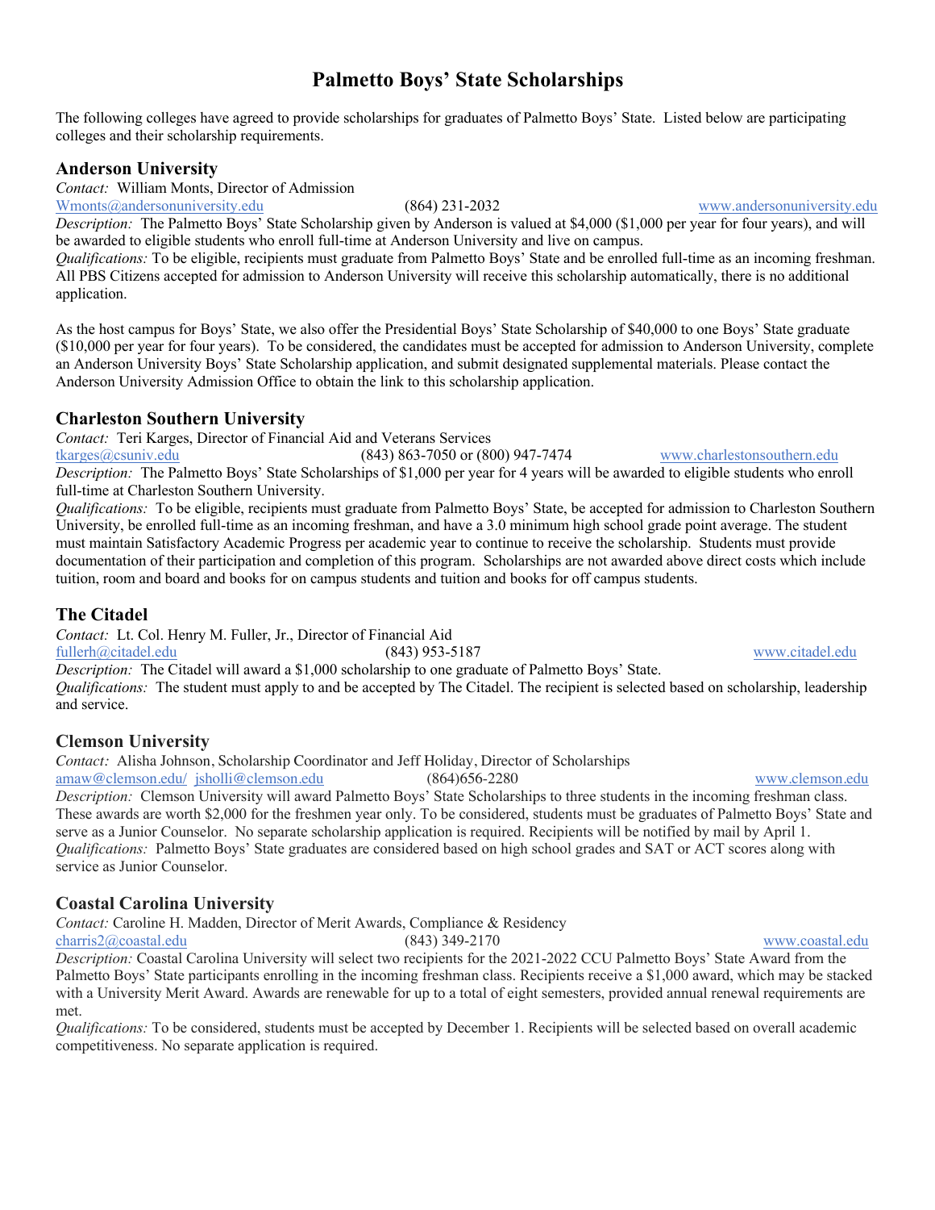# Palmetto Boys' State Scholarships

The following colleges have agreed to provide scholarships for graduates of Palmetto Boys' State. Listed below are participating colleges and their scholarship requirements.

## Anderson University

*Contact:* William Monts, Director of Admission
Wmonts@andersonuniversity.edu (864) 231-2032 www.andersonuniversity.edu

*Description:* The Palmetto Boys' State Scholarship given by Anderson is valued at $4,000 ($1,000 per year for four years), and will be awarded to eligible students who enroll full-time at Anderson University and live on campus.

*Qualifications:* To be eligible, recipients must graduate from Palmetto Boys' State and be enrolled full-time as an incoming freshman. All PBS Citizens accepted for admission to Anderson University will receive this scholarship automatically, there is no additional application.

As the host campus for Boys' State, we also offer the Presidential Boys' State Scholarship of $40,000 to one Boys' State graduate ($10,000 per year for four years). To be considered, the candidates must be accepted for admission to Anderson University, complete an Anderson University Boys' State Scholarship application, and submit designated supplemental materials. Please contact the Anderson University Admission Office to obtain the link to this scholarship application.

## Charleston Southern University

*Contact:* Teri Karges, Director of Financial Aid and Veterans Services
tkarges@csuniv.edu (843) 863-7050 or (800) 947-7474 www.charlestonsouthern.edu

*Description:* The Palmetto Boys' State Scholarships of $1,000 per year for 4 years will be awarded to eligible students who enroll full-time at Charleston Southern University.

*Qualifications:* To be eligible, recipients must graduate from Palmetto Boys' State, be accepted for admission to Charleston Southern University, be enrolled full-time as an incoming freshman, and have a 3.0 minimum high school grade point average. The student must maintain Satisfactory Academic Progress per academic year to continue to receive the scholarship. Students must provide documentation of their participation and completion of this program. Scholarships are not awarded above direct costs which include tuition, room and board and books for on campus students and tuition and books for off campus students.

## The Citadel

*Contact:* Lt. Col. Henry M. Fuller, Jr., Director of Financial Aid
fullerh@citadel.edu (843) 953-5187 www.citadel.edu

*Description:* The Citadel will award a $1,000 scholarship to one graduate of Palmetto Boys' State.

*Qualifications:* The student must apply to and be accepted by The Citadel. The recipient is selected based on scholarship, leadership and service.

## Clemson University

*Contact:* Alisha Johnson, Scholarship Coordinator and Jeff Holiday, Director of Scholarships
amaw@clemson.edu/ jsholli@clemson.edu (864)656-2280 www.clemson.edu

*Description:* Clemson University will award Palmetto Boys' State Scholarships to three students in the incoming freshman class. These awards are worth $2,000 for the freshmen year only. To be considered, students must be graduates of Palmetto Boys' State and serve as a Junior Counselor. No separate scholarship application is required. Recipients will be notified by mail by April 1.

*Qualifications:* Palmetto Boys' State graduates are considered based on high school grades and SAT or ACT scores along with service as Junior Counselor.

## Coastal Carolina University

*Contact:* Caroline H. Madden, Director of Merit Awards, Compliance & Residency
charris2@coastal.edu (843) 349-2170 www.coastal.edu

*Description:* Coastal Carolina University will select two recipients for the 2021-2022 CCU Palmetto Boys' State Award from the Palmetto Boys' State participants enrolling in the incoming freshman class. Recipients receive a $1,000 award, which may be stacked with a University Merit Award. Awards are renewable for up to a total of eight semesters, provided annual renewal requirements are met.

*Qualifications:* To be considered, students must be accepted by December 1. Recipients will be selected based on overall academic competitiveness. No separate application is required.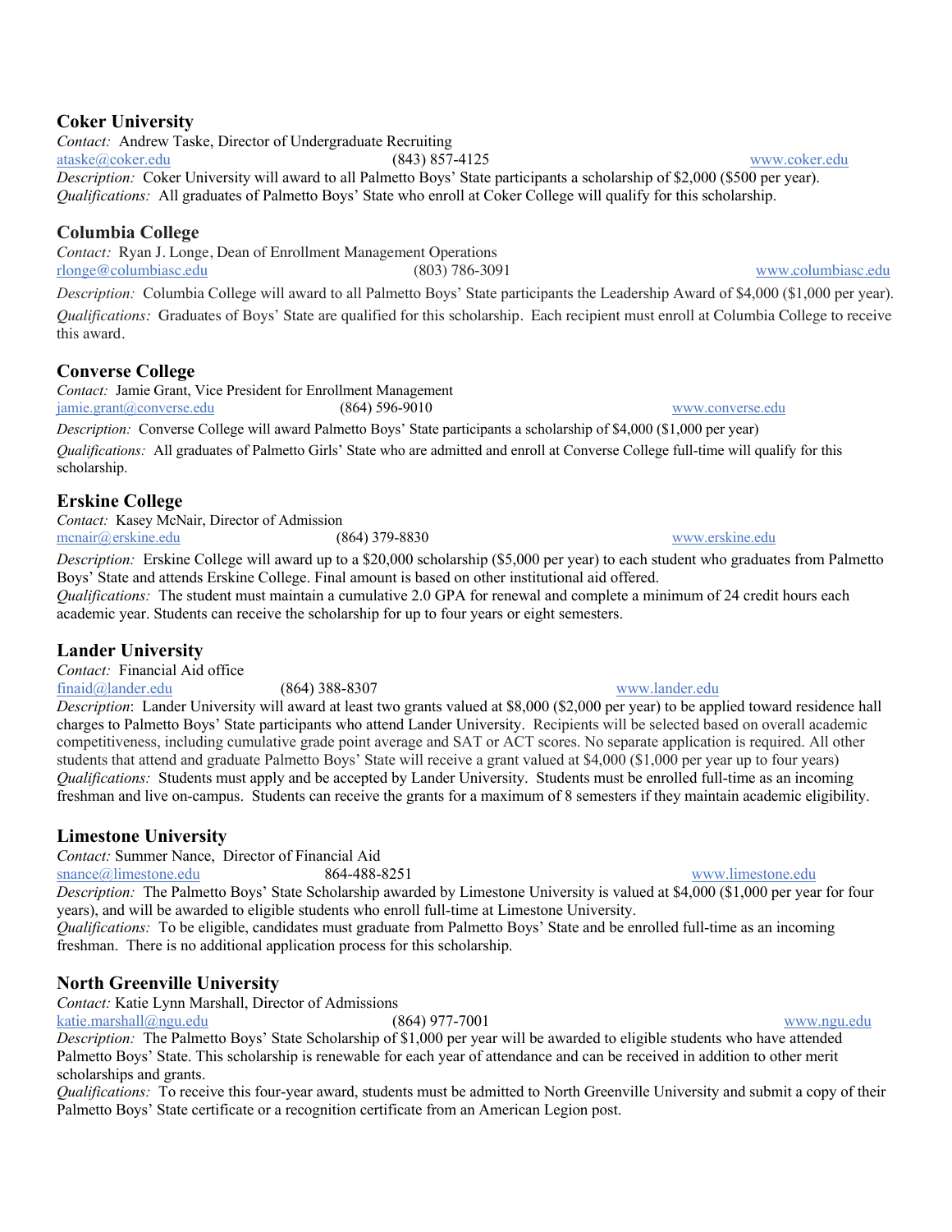## Coker University

*Contact:* Andrew Taske, Director of Undergraduate Recruiting
ataske@coker.edu (843) 857-4125 www.coker.edu
*Description:* Coker University will award to all Palmetto Boys' State participants a scholarship of $2,000 ($500 per year).
*Qualifications:* All graduates of Palmetto Boys' State who enroll at Coker College will qualify for this scholarship.

## Columbia College

*Contact:* Ryan J. Longe, Dean of Enrollment Management Operations
rlonge@columbiasc.edu (803) 786-3091 www.columbiasc.edu
*Description:* Columbia College will award to all Palmetto Boys' State participants the Leadership Award of $4,000 ($1,000 per year).
*Qualifications:* Graduates of Boys' State are qualified for this scholarship. Each recipient must enroll at Columbia College to receive this award.

## Converse College

*Contact:* Jamie Grant, Vice President for Enrollment Management
jamie.grant@converse.edu (864) 596-9010 www.converse.edu
*Description:* Converse College will award Palmetto Boys' State participants a scholarship of $4,000 ($1,000 per year)
*Qualifications:* All graduates of Palmetto Girls' State who are admitted and enroll at Converse College full-time will qualify for this scholarship.

## Erskine College

*Contact:* Kasey McNair, Director of Admission
mcnair@erskine.edu (864) 379-8830 www.erskine.edu
*Description:* Erskine College will award up to a $20,000 scholarship ($5,000 per year) to each student who graduates from Palmetto Boys' State and attends Erskine College. Final amount is based on other institutional aid offered.
*Qualifications:* The student must maintain a cumulative 2.0 GPA for renewal and complete a minimum of 24 credit hours each academic year. Students can receive the scholarship for up to four years or eight semesters.

## Lander University

*Contact:* Financial Aid office
finaid@lander.edu (864) 388-8307 www.lander.edu
*Description*: Lander University will award at least two grants valued at $8,000 ($2,000 per year) to be applied toward residence hall charges to Palmetto Boys' State participants who attend Lander University. Recipients will be selected based on overall academic competitiveness, including cumulative grade point average and SAT or ACT scores. No separate application is required. All other students that attend and graduate Palmetto Boys' State will receive a grant valued at $4,000 ($1,000 per year up to four years)
*Qualifications:* Students must apply and be accepted by Lander University. Students must be enrolled full-time as an incoming freshman and live on-campus. Students can receive the grants for a maximum of 8 semesters if they maintain academic eligibility.

## Limestone University

*Contact:* Summer Nance, Director of Financial Aid
snance@limestone.edu 864-488-8251 www.limestone.edu
*Description:* The Palmetto Boys' State Scholarship awarded by Limestone University is valued at $4,000 ($1,000 per year for four years), and will be awarded to eligible students who enroll full-time at Limestone University.
*Qualifications:* To be eligible, candidates must graduate from Palmetto Boys' State and be enrolled full-time as an incoming freshman. There is no additional application process for this scholarship.

## North Greenville University

*Contact:* Katie Lynn Marshall, Director of Admissions
katie.marshall@ngu.edu (864) 977-7001 www.ngu.edu
*Description:* The Palmetto Boys' State Scholarship of $1,000 per year will be awarded to eligible students who have attended Palmetto Boys' State. This scholarship is renewable for each year of attendance and can be received in addition to other merit scholarships and grants.
*Qualifications:* To receive this four-year award, students must be admitted to North Greenville University and submit a copy of their Palmetto Boys' State certificate or a recognition certificate from an American Legion post.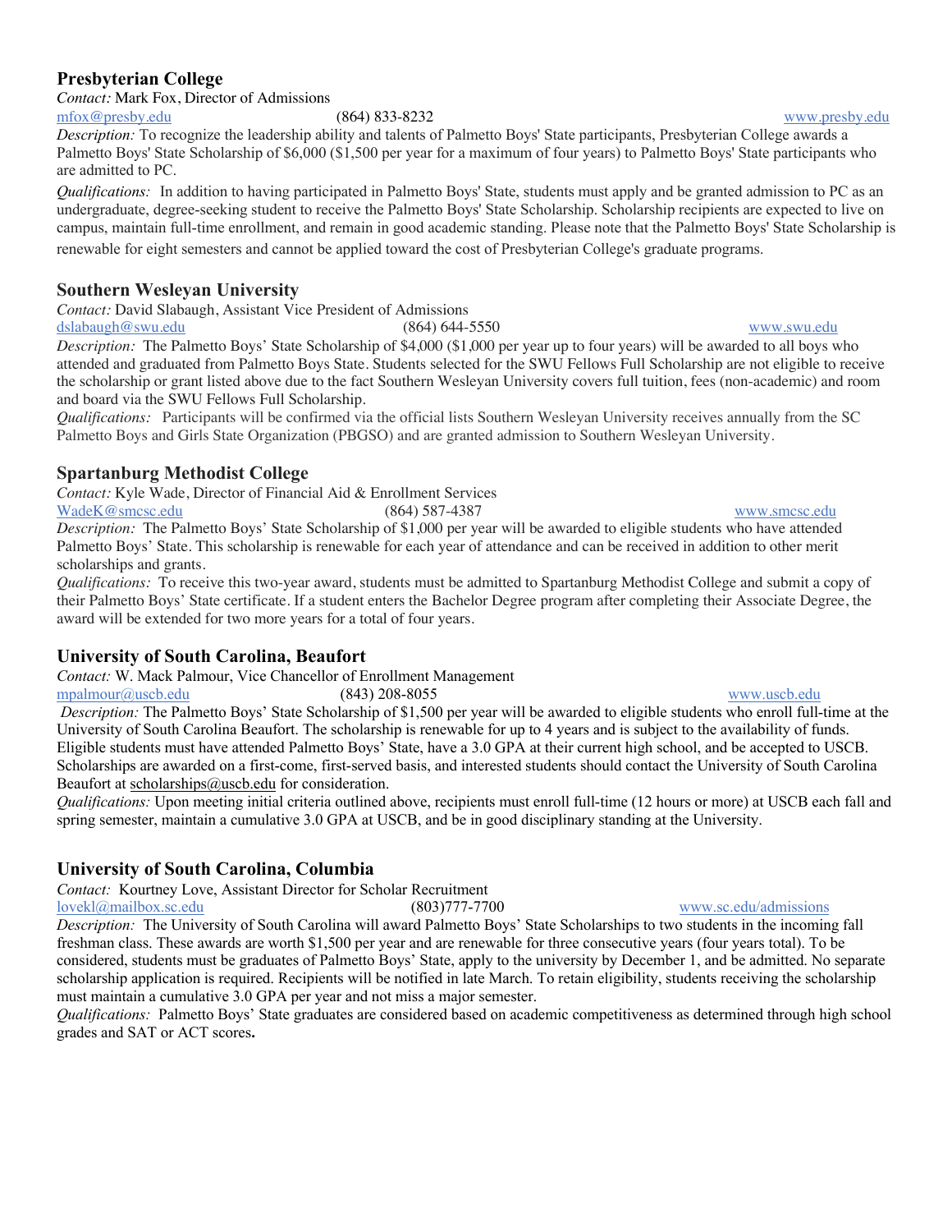## Presbyterian College

*Contact:* Mark Fox, Director of Admissions

mfox@presby.edu (864) 833-8232 www.presby.edu

*Description:* To recognize the leadership ability and talents of Palmetto Boys' State participants, Presbyterian College awards a Palmetto Boys' State Scholarship of $6,000 ($1,500 per year for a maximum of four years) to Palmetto Boys' State participants who are admitted to PC.

*Qualifications:* In addition to having participated in Palmetto Boys' State, students must apply and be granted admission to PC as an undergraduate, degree-seeking student to receive the Palmetto Boys' State Scholarship. Scholarship recipients are expected to live on campus, maintain full-time enrollment, and remain in good academic standing. Please note that the Palmetto Boys' State Scholarship is renewable for eight semesters and cannot be applied toward the cost of Presbyterian College's graduate programs.

## Southern Wesleyan University

*Contact:* David Slabaugh, Assistant Vice President of Admissions

dslabaugh@swu.edu (864) 644-5550 www.swu.edu

*Description:* The Palmetto Boys' State Scholarship of $4,000 ($1,000 per year up to four years) will be awarded to all boys who attended and graduated from Palmetto Boys State. Students selected for the SWU Fellows Full Scholarship are not eligible to receive the scholarship or grant listed above due to the fact Southern Wesleyan University covers full tuition, fees (non-academic) and room and board via the SWU Fellows Full Scholarship.

*Qualifications:* Participants will be confirmed via the official lists Southern Wesleyan University receives annually from the SC Palmetto Boys and Girls State Organization (PBGSO) and are granted admission to Southern Wesleyan University.

## Spartanburg Methodist College

*Contact:* Kyle Wade, Director of Financial Aid & Enrollment Services

WadeK@smcsc.edu (864) 587-4387 www.smcsc.edu

*Description:* The Palmetto Boys' State Scholarship of $1,000 per year will be awarded to eligible students who have attended Palmetto Boys' State. This scholarship is renewable for each year of attendance and can be received in addition to other merit scholarships and grants.

*Qualifications:* To receive this two-year award, students must be admitted to Spartanburg Methodist College and submit a copy of their Palmetto Boys' State certificate. If a student enters the Bachelor Degree program after completing their Associate Degree, the award will be extended for two more years for a total of four years.

## University of South Carolina, Beaufort

*Contact:* W. Mack Palmour, Vice Chancellor of Enrollment Management

mpalmour@uscb.edu (843) 208-8055 www.uscb.edu

*Description:* The Palmetto Boys' State Scholarship of $1,500 per year will be awarded to eligible students who enroll full-time at the University of South Carolina Beaufort. The scholarship is renewable for up to 4 years and is subject to the availability of funds. Eligible students must have attended Palmetto Boys' State, have a 3.0 GPA at their current high school, and be accepted to USCB. Scholarships are awarded on a first-come, first-served basis, and interested students should contact the University of South Carolina Beaufort at scholarships@uscb.edu for consideration.

*Qualifications:* Upon meeting initial criteria outlined above, recipients must enroll full-time (12 hours or more) at USCB each fall and spring semester, maintain a cumulative 3.0 GPA at USCB, and be in good disciplinary standing at the University.

## University of South Carolina, Columbia

*Contact:* Kourtney Love, Assistant Director for Scholar Recruitment

lovekl@mailbox.sc.edu (803)777-7700 www.sc.edu/admissions

*Description:* The University of South Carolina will award Palmetto Boys' State Scholarships to two students in the incoming fall freshman class. These awards are worth $1,500 per year and are renewable for three consecutive years (four years total). To be considered, students must be graduates of Palmetto Boys' State, apply to the university by December 1, and be admitted. No separate scholarship application is required. Recipients will be notified in late March. To retain eligibility, students receiving the scholarship must maintain a cumulative 3.0 GPA per year and not miss a major semester.

*Qualifications:* Palmetto Boys' State graduates are considered based on academic competitiveness as determined through high school grades and SAT or ACT scores.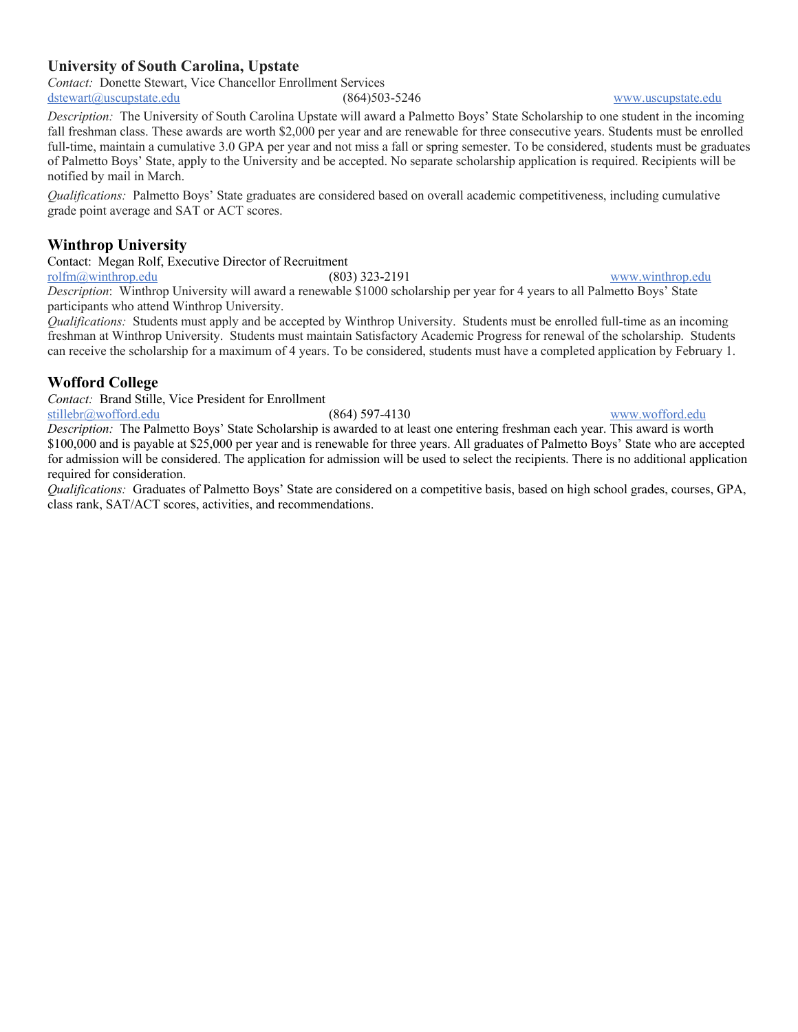### University of South Carolina, Upstate

*Contact:* Donette Stewart, Vice Chancellor Enrollment Services

dstewart@uscupstate.edu (864)503-5246 www.uscupstate.edu

*Description:* The University of South Carolina Upstate will award a Palmetto Boys' State Scholarship to one student in the incoming fall freshman class. These awards are worth $2,000 per year and are renewable for three consecutive years. Students must be enrolled full-time, maintain a cumulative 3.0 GPA per year and not miss a fall or spring semester. To be considered, students must be graduates of Palmetto Boys' State, apply to the University and be accepted. No separate scholarship application is required. Recipients will be notified by mail in March.

*Qualifications:* Palmetto Boys' State graduates are considered based on overall academic competitiveness, including cumulative grade point average and SAT or ACT scores.

### Winthrop University

Contact: Megan Rolf, Executive Director of Recruitment

rolfm@winthrop.edu (803) 323-2191 www.winthrop.edu

*Description*: Winthrop University will award a renewable $1000 scholarship per year for 4 years to all Palmetto Boys' State participants who attend Winthrop University.

*Qualifications:* Students must apply and be accepted by Winthrop University. Students must be enrolled full-time as an incoming freshman at Winthrop University. Students must maintain Satisfactory Academic Progress for renewal of the scholarship. Students can receive the scholarship for a maximum of 4 years. To be considered, students must have a completed application by February 1.

### Wofford College

*Contact:* Brand Stille, Vice President for Enrollment

stillebr@wofford.edu (864) 597-4130 www.wofford.edu

*Description:* The Palmetto Boys' State Scholarship is awarded to at least one entering freshman each year. This award is worth $100,000 and is payable at $25,000 per year and is renewable for three years. All graduates of Palmetto Boys' State who are accepted for admission will be considered. The application for admission will be used to select the recipients. There is no additional application required for consideration.

*Qualifications:* Graduates of Palmetto Boys' State are considered on a competitive basis, based on high school grades, courses, GPA, class rank, SAT/ACT scores, activities, and recommendations.